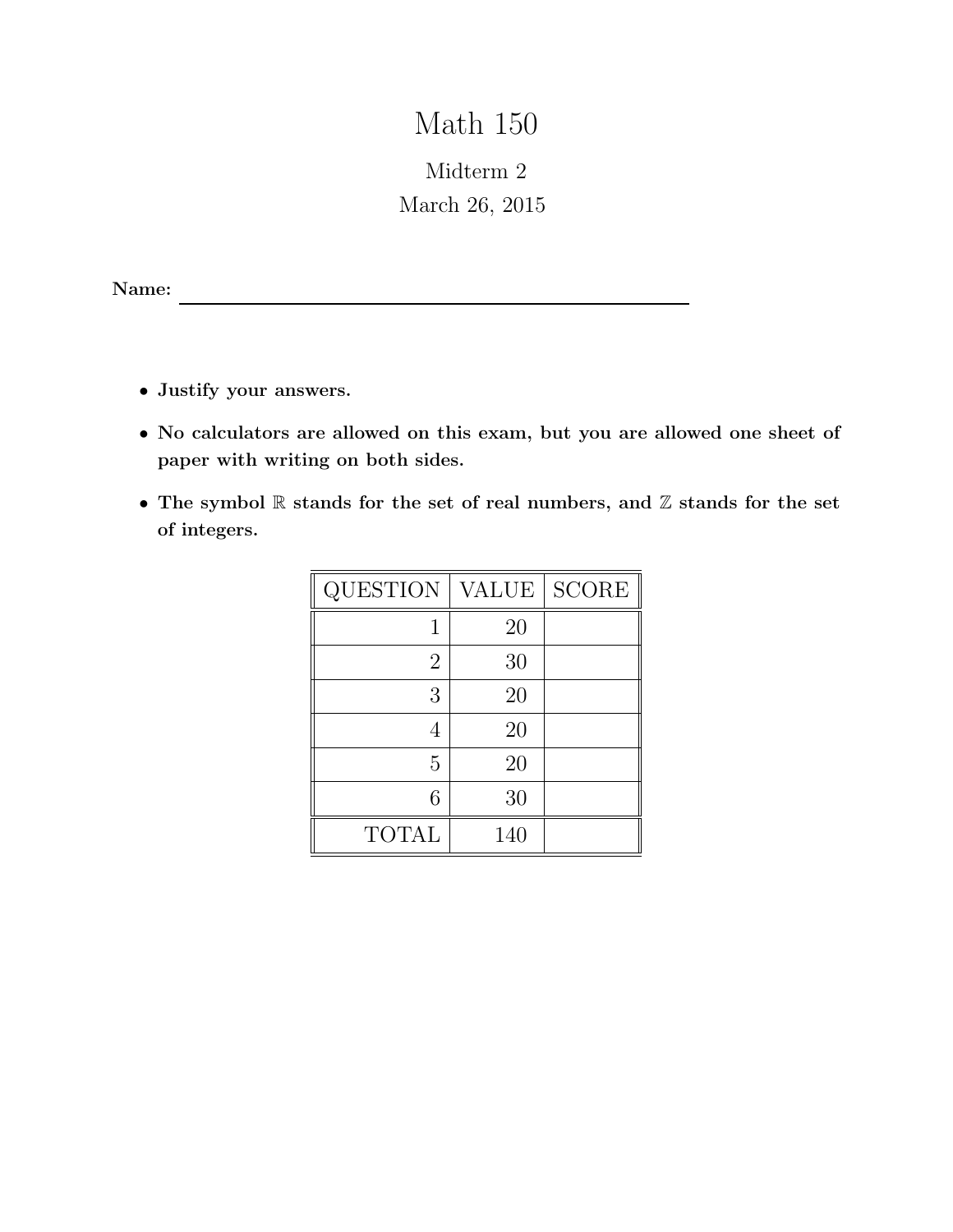# Math 150

## Midterm 2

March 26, 2015

**Name:** ____________________________________________

- **Justify your answers.**
- **No calculators are allowed on this exam, but you are allowed one sheet of paper with writing on both sides.**
- **The symbol $\mathbb{R}$ stands for the set of real numbers, and $\mathbb{Z}$ stands for the set of integers.**

| QUESTION | VALUE | SCORE |
|---|---|---|
| 1 | 20 | |
| 2 | 30 | |
| 3 | 20 | |
| 4 | 20 | |
| 5 | 20 | |
| 6 | 30 | |
| TOTAL | 140 | |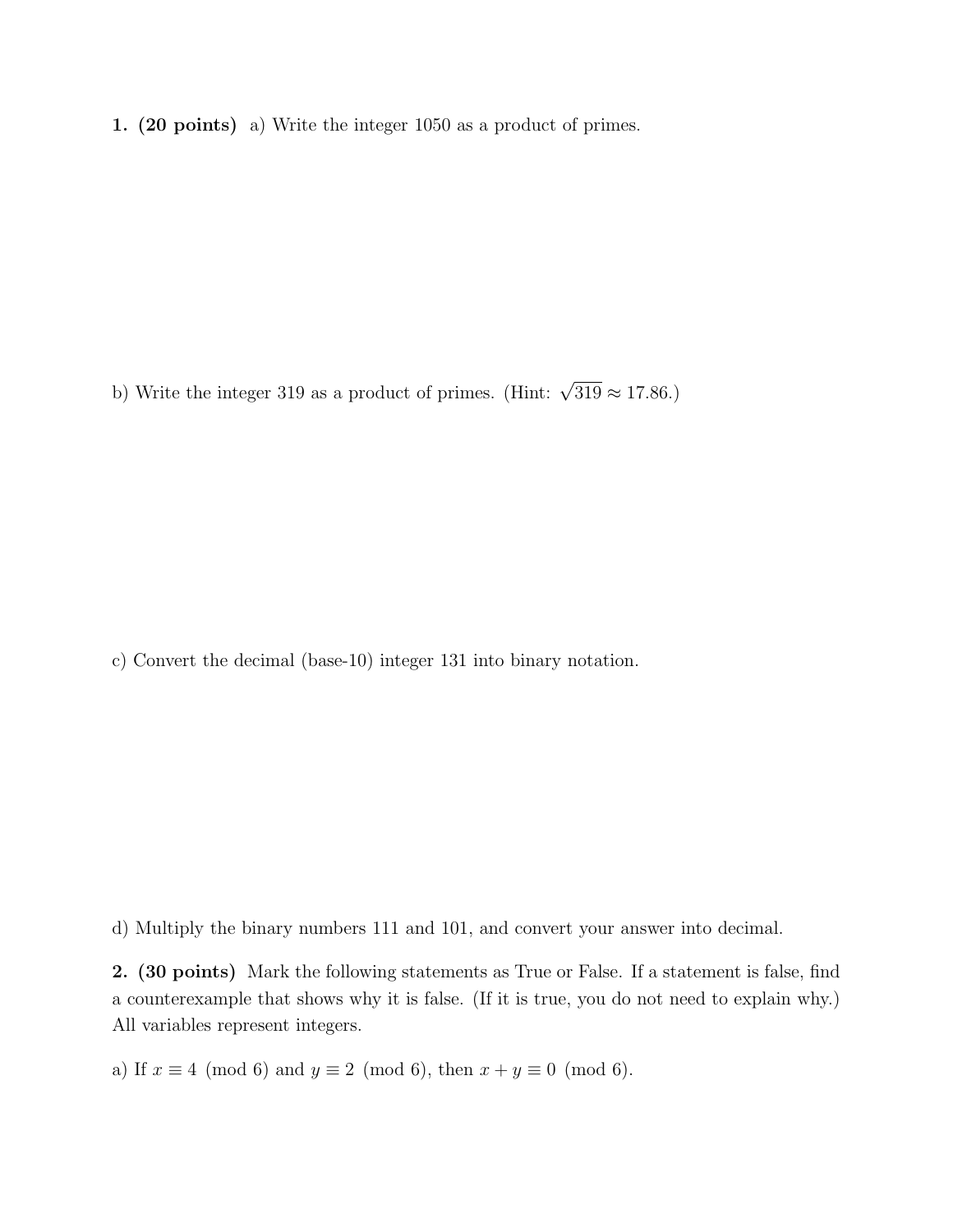**1. (20 points)** a) Write the integer 1050 as a product of primes.

b) Write the integer 319 as a product of primes. (Hint: $\sqrt{319} \approx 17.86$.)

c) Convert the decimal (base-10) integer 131 into binary notation.

d) Multiply the binary numbers 111 and 101, and convert your answer into decimal.

**2. (30 points)** Mark the following statements as True or False. If a statement is false, find a counterexample that shows why it is false. (If it is true, you do not need to explain why.) All variables represent integers.

a) If $x \equiv 4 \pmod{6}$ and $y \equiv 2 \pmod{6}$, then $x + y \equiv 0 \pmod{6}$.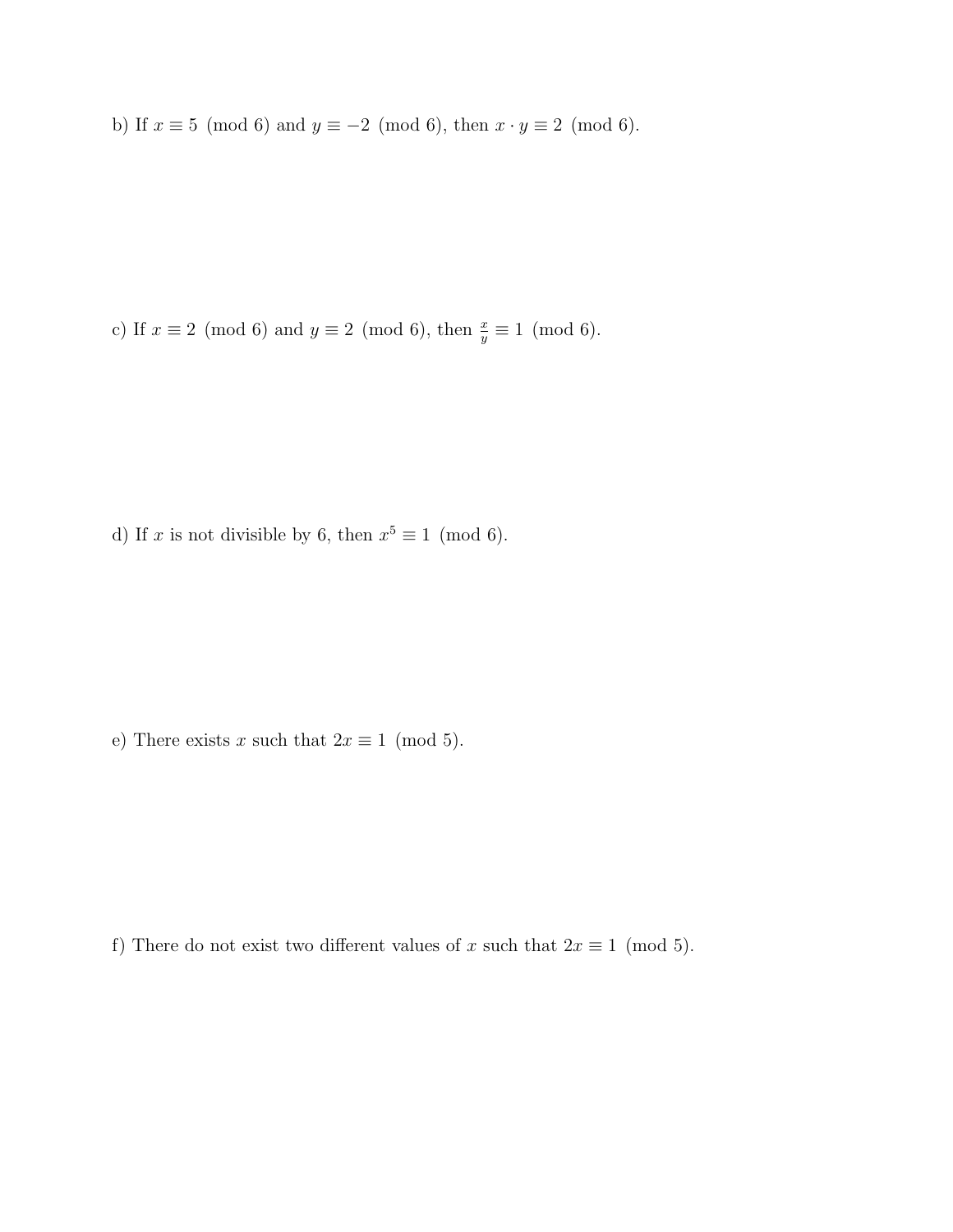b) If $x \equiv 5 \pmod{6}$ and $y \equiv -2 \pmod{6}$, then $x \cdot y \equiv 2 \pmod{6}$.

c) If $x \equiv 2 \pmod{6}$ and $y \equiv 2 \pmod{6}$, then $\frac{x}{y} \equiv 1 \pmod{6}$.

d) If $x$ is not divisible by 6, then $x^5 \equiv 1 \pmod{6}$.

e) There exists $x$ such that $2x \equiv 1 \pmod{5}$.

f) There do not exist two different values of $x$ such that $2x \equiv 1 \pmod{5}$.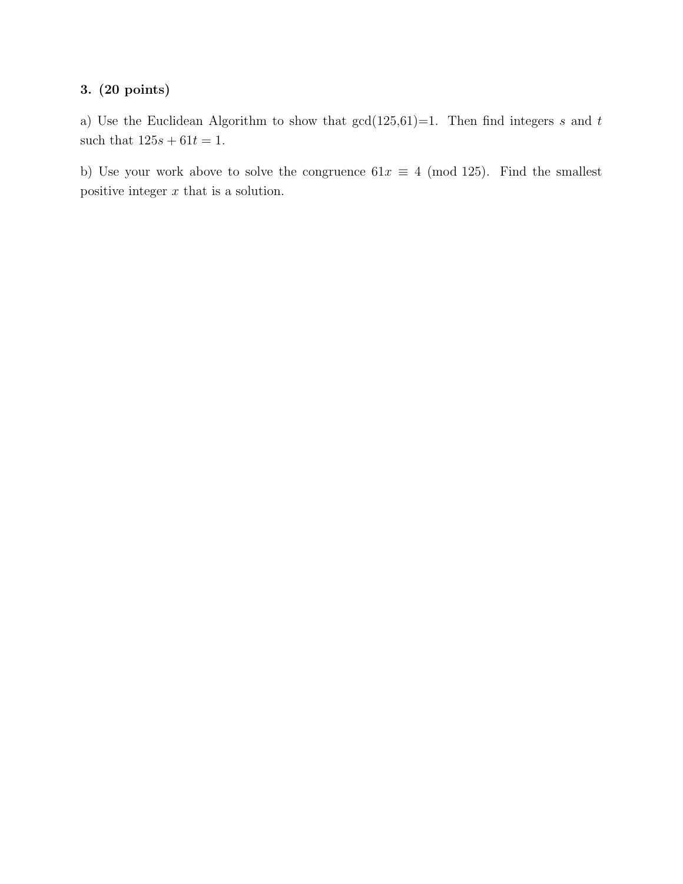**3. (20 points)**

a) Use the Euclidean Algorithm to show that gcd(125,61)=1. Then find integers $s$ and $t$ such that $125s + 61t = 1$.

b) Use your work above to solve the congruence $61x \equiv 4 \pmod{125}$. Find the smallest positive integer $x$ that is a solution.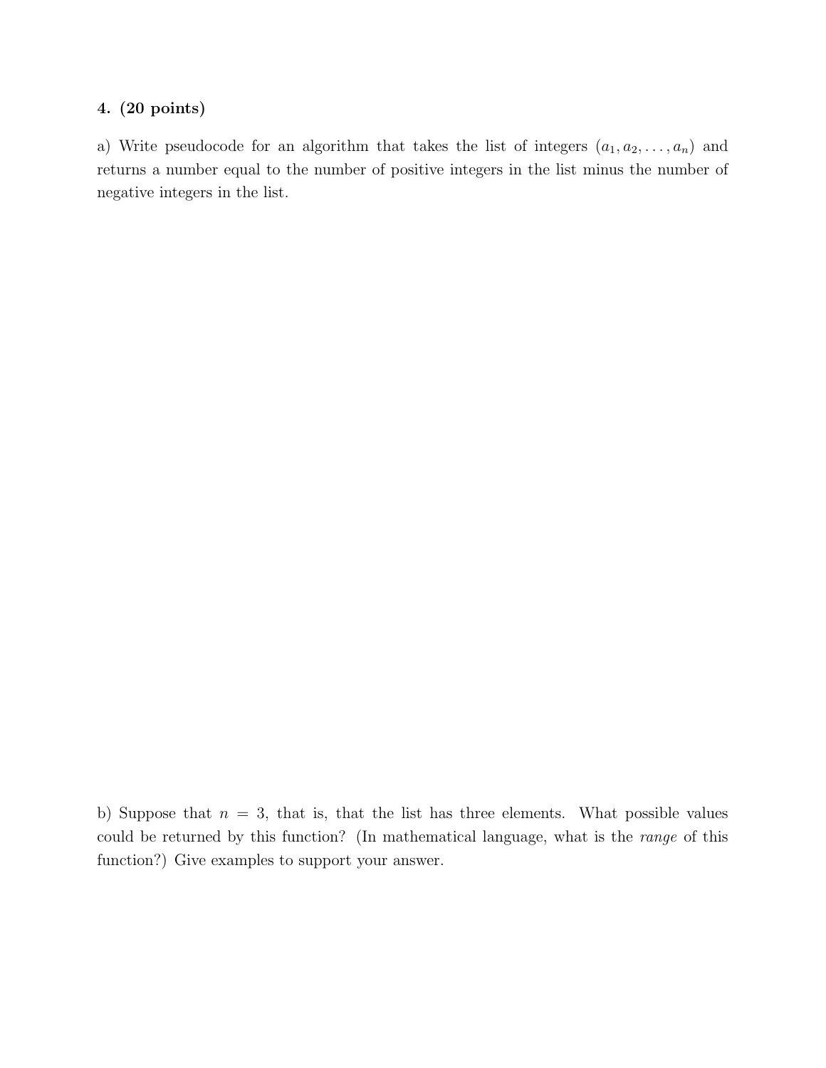**4. (20 points)**

a) Write pseudocode for an algorithm that takes the list of integers $(a_1, a_2, \ldots, a_n)$ and returns a number equal to the number of positive integers in the list minus the number of negative integers in the list.

b) Suppose that $n = 3$, that is, that the list has three elements. What possible values could be returned by this function? (In mathematical language, what is the *range* of this function?) Give examples to support your answer.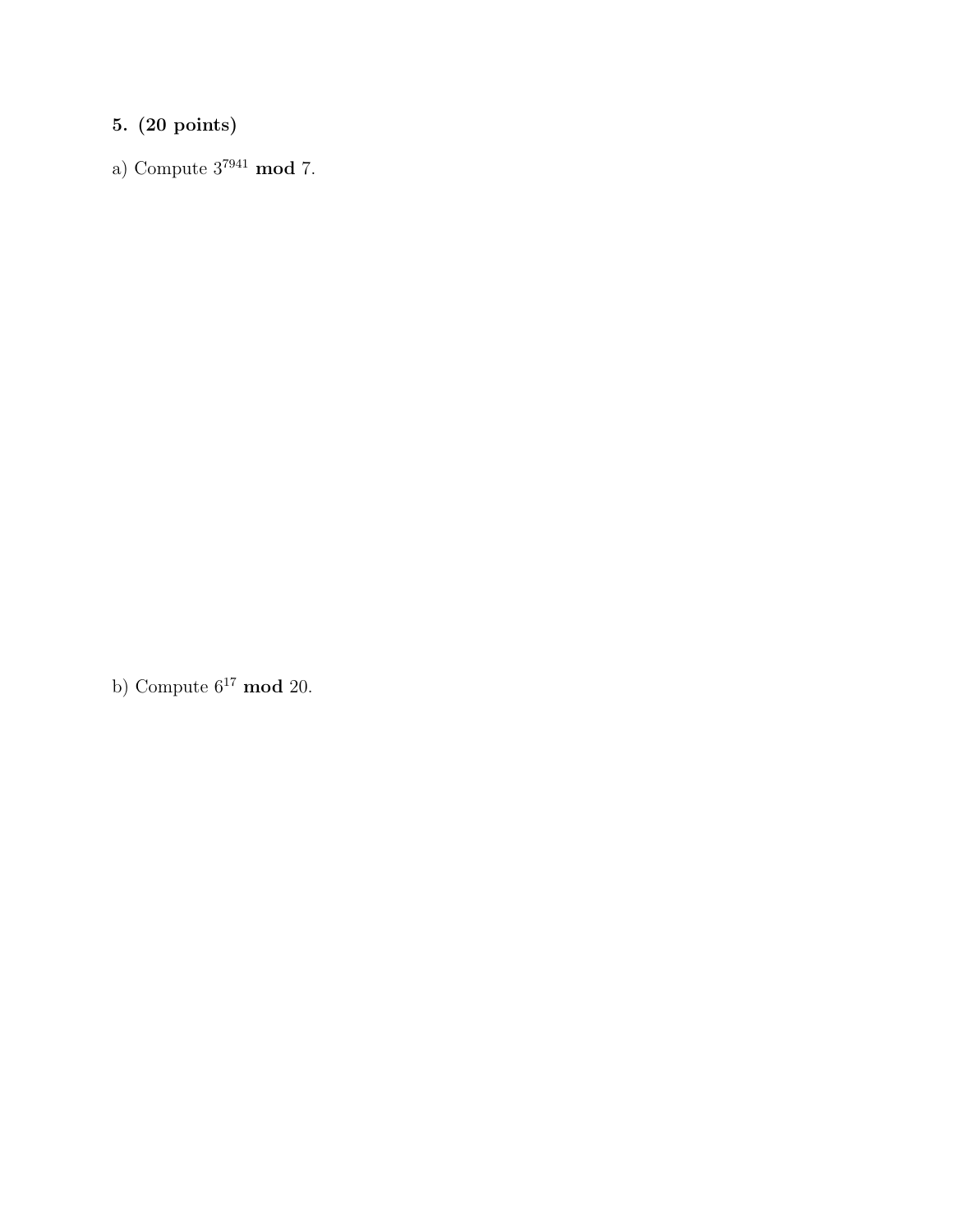**5. (20 points)**

a) Compute $3^{7941}$ **mod** 7.

b) Compute $6^{17}$ **mod** 20.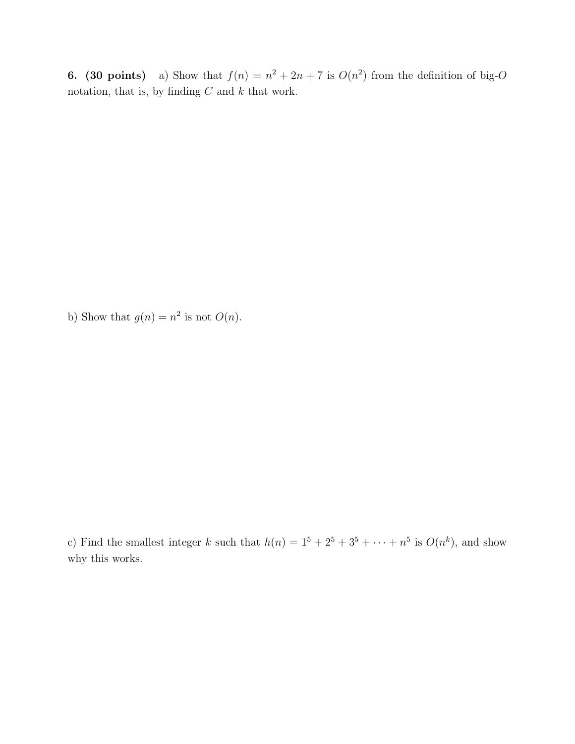**6. (30 points)** a) Show that $f(n) = n^2 + 2n + 7$ is $O(n^2)$ from the definition of big-$O$ notation, that is, by finding $C$ and $k$ that work.

b) Show that $g(n) = n^2$ is not $O(n)$.

c) Find the smallest integer $k$ such that $h(n) = 1^5 + 2^5 + 3^5 + \cdots + n^5$ is $O(n^k)$, and show why this works.